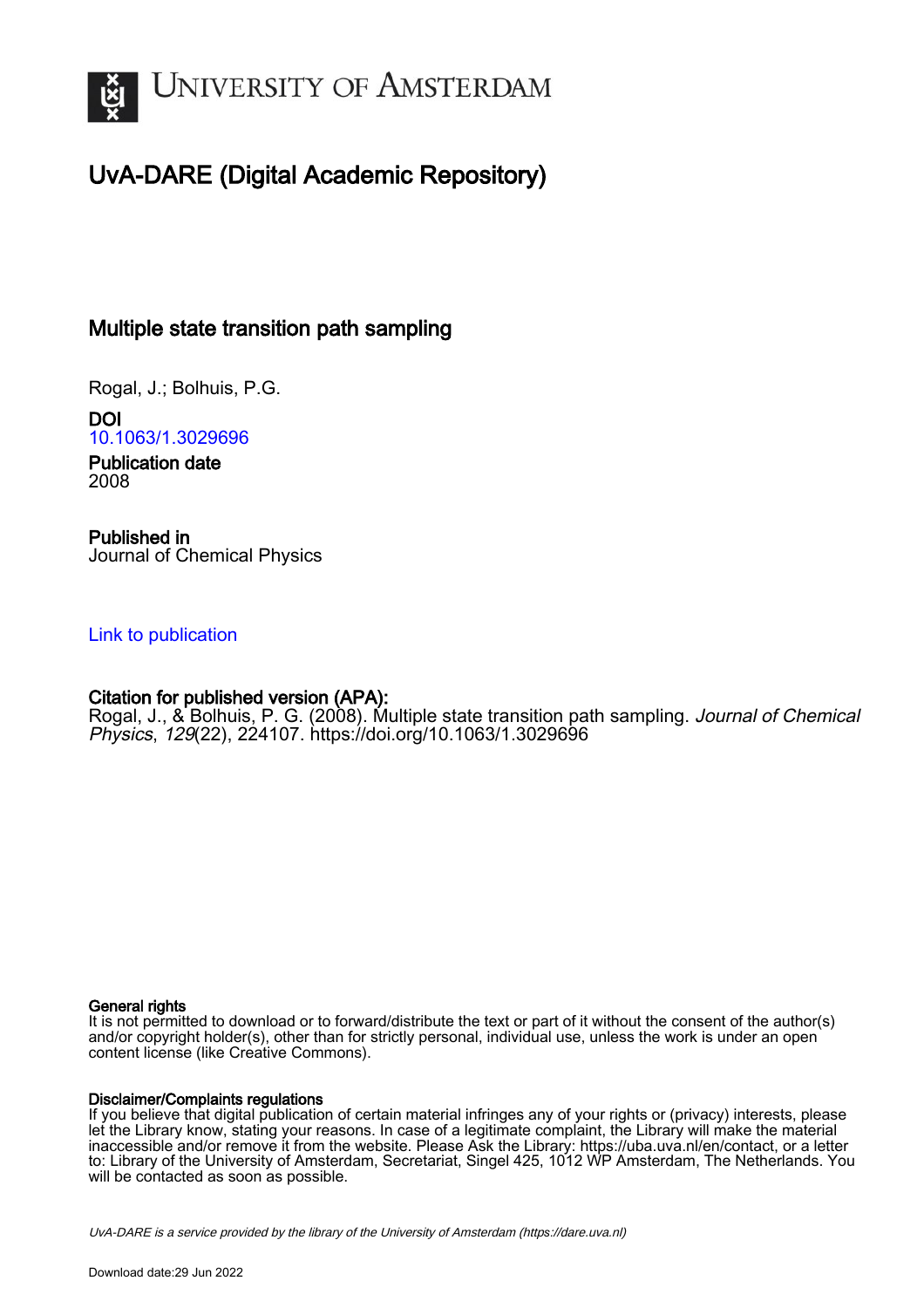# UvA-DARE (Digital Academic Repository)

## Multiple state transition path sampling

Rogal, J.; Bolhuis, P.G.

**DOI**
10.1063/1.3029696

**Publication date**
2008

**Published in**
Journal of Chemical Physics

Link to publication

**Citation for published version (APA):**
Rogal, J., & Bolhuis, P. G. (2008). Multiple state transition path sampling. *Journal of Chemical Physics*, *129*(22), 224107. https://doi.org/10.1063/1.3029696

**General rights**
It is not permitted to download or to forward/distribute the text or part of it without the consent of the author(s) and/or copyright holder(s), other than for strictly personal, individual use, unless the work is under an open content license (like Creative Commons).

**Disclaimer/Complaints regulations**
If you believe that digital publication of certain material infringes any of your rights or (privacy) interests, please let the Library know, stating your reasons. In case of a legitimate complaint, the Library will make the material inaccessible and/or remove it from the website. Please Ask the Library: https://uba.uva.nl/en/contact, or a letter to: Library of the University of Amsterdam, Secretariat, Singel 425, 1012 WP Amsterdam, The Netherlands. You will be contacted as soon as possible.

*UvA-DARE is a service provided by the library of the University of Amsterdam (https://dare.uva.nl)*

Download date:29 Jun 2022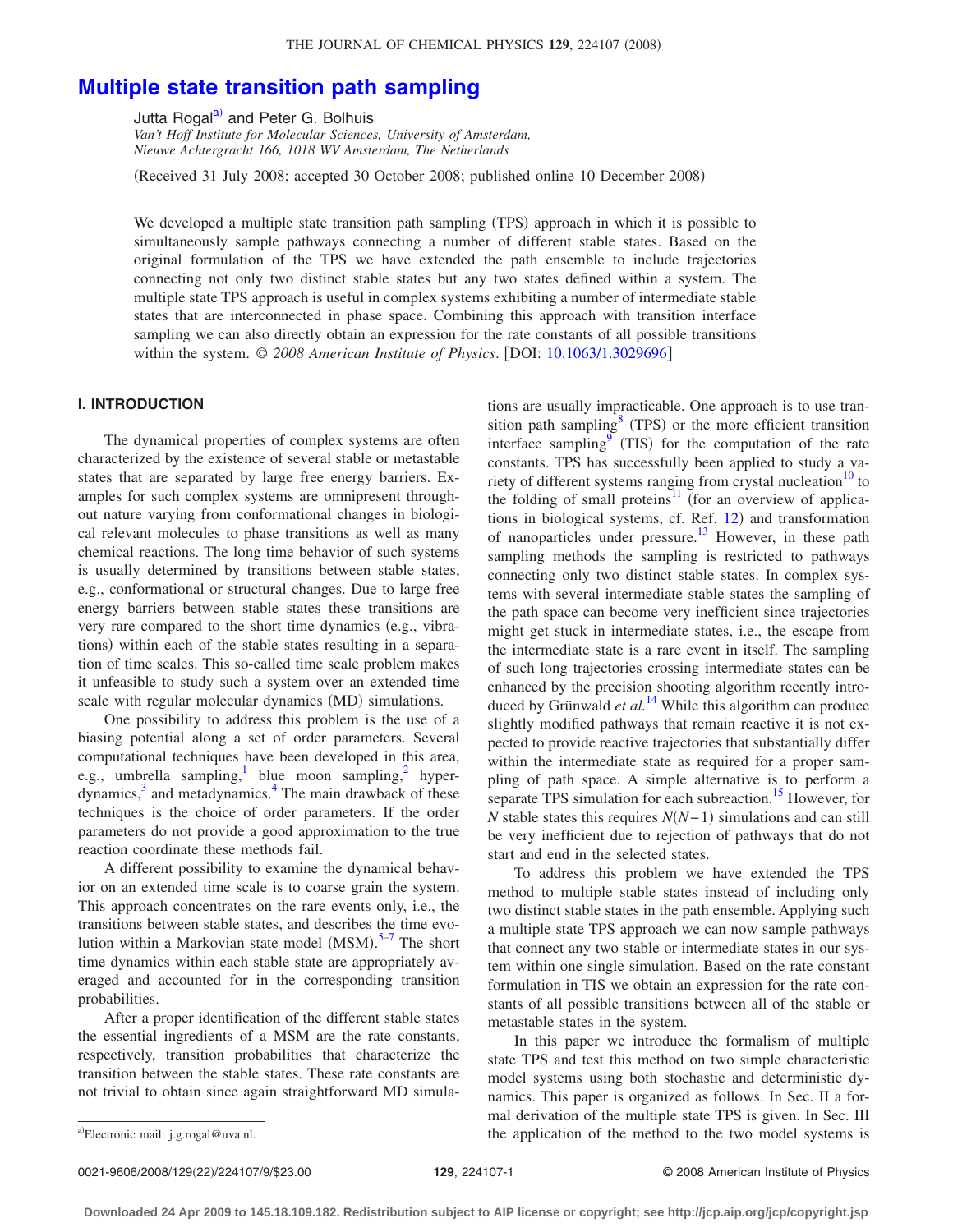# Multiple state transition path sampling

Jutta Rogal[a] and Peter G. Bolhuis

*Van't Hoff Institute for Molecular Sciences, University of Amsterdam, Nieuwe Achtergracht 166, 1018 WV Amsterdam, The Netherlands*

(Received 31 July 2008; accepted 30 October 2008; published online 10 December 2008)

We developed a multiple state transition path sampling (TPS) approach in which it is possible to simultaneously sample pathways connecting a number of different stable states. Based on the original formulation of the TPS we have extended the path ensemble to include trajectories connecting not only two distinct stable states but any two states defined within a system. The multiple state TPS approach is useful in complex systems exhibiting a number of intermediate stable states that are interconnected in phase space. Combining this approach with transition interface sampling we can also directly obtain an expression for the rate constants of all possible transitions within the system. *© 2008 American Institute of Physics*. [DOI: 10.1063/1.3029696]

## I. INTRODUCTION

The dynamical properties of complex systems are often characterized by the existence of several stable or metastable states that are separated by large free energy barriers. Examples for such complex systems are omnipresent throughout nature varying from conformational changes in biological relevant molecules to phase transitions as well as many chemical reactions. The long time behavior of such systems is usually determined by transitions between stable states, e.g., conformational or structural changes. Due to large free energy barriers between stable states these transitions are very rare compared to the short time dynamics (e.g., vibrations) within each of the stable states resulting in a separation of time scales. This so-called time scale problem makes it unfeasible to study such a system over an extended time scale with regular molecular dynamics (MD) simulations.

One possibility to address this problem is the use of a biasing potential along a set of order parameters. Several computational techniques have been developed in this area, e.g., umbrella sampling,[1] blue moon sampling,[2] hyperdynamics,[3] and metadynamics.[4] The main drawback of these techniques is the choice of order parameters. If the order parameters do not provide a good approximation to the true reaction coordinate these methods fail.

A different possibility to examine the dynamical behavior on an extended time scale is to coarse grain the system. This approach concentrates on the rare events only, i.e., the transitions between stable states, and describes the time evolution within a Markovian state model (MSM).[5–7] The short time dynamics within each stable state are appropriately averaged and accounted for in the corresponding transition probabilities.

After a proper identification of the different stable states the essential ingredients of a MSM are the rate constants, respectively, transition probabilities that characterize the transition between the stable states. These rate constants are not trivial to obtain since again straightforward MD simulations are usually impracticable. One approach is to use transition path sampling[8] (TPS) or the more efficient transition interface sampling[9] (TIS) for the computation of the rate constants. TPS has successfully been applied to study a variety of different systems ranging from crystal nucleation[10] to the folding of small proteins[11] (for an overview of applications in biological systems, cf. Ref. 12) and transformation of nanoparticles under pressure.[13] However, in these path sampling methods the sampling is restricted to pathways connecting only two distinct stable states. In complex systems with several intermediate stable states the sampling of the path space can become very inefficient since trajectories might get stuck in intermediate states, i.e., the escape from the intermediate state is a rare event in itself. The sampling of such long trajectories crossing intermediate states can be enhanced by the precision shooting algorithm recently introduced by Grünwald *et al.*[14] While this algorithm can produce slightly modified pathways that remain reactive it is not expected to provide reactive trajectories that substantially differ within the intermediate state as required for a proper sampling of path space. A simple alternative is to perform a separate TPS simulation for each subreaction.[15] However, for $N$ stable states this requires $N(N-1)$ simulations and can still be very inefficient due to rejection of pathways that do not start and end in the selected states.

To address this problem we have extended the TPS method to multiple stable states instead of including only two distinct stable states in the path ensemble. Applying such a multiple state TPS approach we can now sample pathways that connect any two stable or intermediate states in our system within one single simulation. Based on the rate constant formulation in TIS we obtain an expression for the rate constants of all possible transitions between all of the stable or metastable states in the system.

In this paper we introduce the formalism of multiple state TPS and test this method on two simple characteristic model systems using both stochastic and deterministic dynamics. This paper is organized as follows. In Sec. II a formal derivation of the multiple state TPS is given. In Sec. III the application of the method to the two model systems is

[a]Electronic mail: j.g.rogal@uva.nl.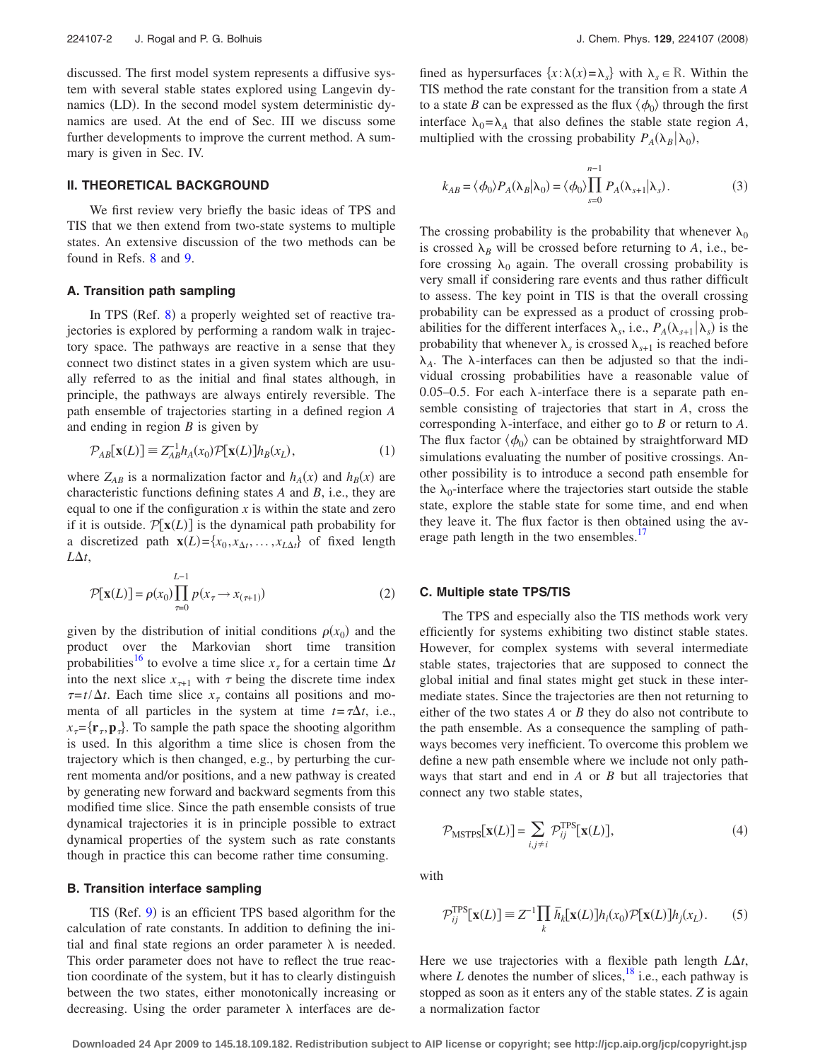discussed. The first model system represents a diffusive system with several stable states explored using Langevin dynamics (LD). In the second model system deterministic dynamics are used. At the end of Sec. III we discuss some further developments to improve the current method. A summary is given in Sec. IV.

## II. THEORETICAL BACKGROUND

We first review very briefly the basic ideas of TPS and TIS that we then extend from two-state systems to multiple states. An extensive discussion of the two methods can be found in Refs. 8 and 9.

### A. Transition path sampling

In TPS (Ref. 8) a properly weighted set of reactive trajectories is explored by performing a random walk in trajectory space. The pathways are reactive in a sense that they connect two distinct states in a given system which are usually referred to as the initial and final states although, in principle, the pathways are always entirely reversible. The path ensemble of trajectories starting in a defined region $A$ and ending in region $B$ is given by

$$\mathcal{P}_{AB}[\mathbf{x}(L)] \equiv Z_{AB}^{-1} h_A(x_0) \mathcal{P}[\mathbf{x}(L)] h_B(x_L), \tag{1}$$

where $Z_{AB}$ is a normalization factor and $h_A(x)$ and $h_B(x)$ are characteristic functions defining states $A$ and $B$, i.e., they are equal to one if the configuration $x$ is within the state and zero if it is outside. $\mathcal{P}[\mathbf{x}(L)]$ is the dynamical path probability for a discretized path $\mathbf{x}(L) = \{x_0, x_{\Delta t}, \ldots, x_{L\Delta t}\}$ of fixed length $L\Delta t$,

$$\mathcal{P}[\mathbf{x}(L)] = \rho(x_0) \prod_{\tau=0}^{L-1} p(x_\tau \to x_{(\tau+1)}) \tag{2}$$

given by the distribution of initial conditions $\rho(x_0)$ and the product over the Markovian short time transition probabilities[16] to evolve a time slice $x_\tau$ for a certain time $\Delta t$ into the next slice $x_{\tau+1}$ with $\tau$ being the discrete time index $\tau = t/\Delta t$. Each time slice $x_\tau$ contains all positions and momenta of all particles in the system at time $t = \tau \Delta t$, i.e., $x_\tau = \{\mathbf{r}_\tau, \mathbf{p}_\tau\}$. To sample the path space the shooting algorithm is used. In this algorithm a time slice is chosen from the trajectory which is then changed, e.g., by perturbing the current momenta and/or positions, and a new pathway is created by generating new forward and backward segments from this modified time slice. Since the path ensemble consists of true dynamical trajectories it is in principle possible to extract dynamical properties of the system such as rate constants though in practice this can become rather time consuming.

### B. Transition interface sampling

TIS (Ref. 9) is an efficient TPS based algorithm for the calculation of rate constants. In addition to defining the initial and final state regions an order parameter $\lambda$ is needed. This order parameter does not have to reflect the true reaction coordinate of the system, but it has to clearly distinguish between the two states, either monotonically increasing or decreasing. Using the order parameter $\lambda$ interfaces are defined as hypersurfaces $\{x : \lambda(x) = \lambda_s\}$ with $\lambda_s \in \mathbb{R}$. Within the TIS method the rate constant for the transition from a state $A$ to a state $B$ can be expressed as the flux $\langle \phi_0 \rangle$ through the first interface $\lambda_0 = \lambda_A$ that also defines the stable state region $A$, multiplied with the crossing probability $P_A(\lambda_B | \lambda_0)$,

$$k_{AB} = \langle \phi_0 \rangle P_A(\lambda_B | \lambda_0) = \langle \phi_0 \rangle \prod_{s=0}^{n-1} P_A(\lambda_{s+1} | \lambda_s). \tag{3}$$

The crossing probability is the probability that whenever $\lambda_0$ is crossed $\lambda_B$ will be crossed before returning to $A$, i.e., before crossing $\lambda_0$ again. The overall crossing probability is very small if considering rare events and thus rather difficult to assess. The key point in TIS is that the overall crossing probability can be expressed as a product of crossing probabilities for the different interfaces $\lambda_s$, i.e., $P_A(\lambda_{s+1} | \lambda_s)$ is the probability that whenever $\lambda_s$ is crossed $\lambda_{s+1}$ is reached before $\lambda_A$. The $\lambda$-interfaces can then be adjusted so that the individual crossing probabilities have a reasonable value of 0.05–0.5. For each $\lambda$-interface there is a separate path ensemble consisting of trajectories that start in $A$, cross the corresponding $\lambda$-interface, and either go to $B$ or return to $A$. The flux factor $\langle \phi_0 \rangle$ can be obtained by straightforward MD simulations evaluating the number of positive crossings. Another possibility is to introduce a second path ensemble for the $\lambda_0$-interface where the trajectories start outside the stable state, explore the stable state for some time, and end when they leave it. The flux factor is then obtained using the average path length in the two ensembles.[17]

### C. Multiple state TPS/TIS

The TPS and especially also the TIS methods work very efficiently for systems exhibiting two distinct stable states. However, for complex systems with several intermediate stable states, trajectories that are supposed to connect the global initial and final states might get stuck in these intermediate states. Since the trajectories are then not returning to either of the two states $A$ or $B$ they do also not contribute to the path ensemble. As a consequence the sampling of pathways becomes very inefficient. To overcome this problem we define a new path ensemble where we include not only pathways that start and end in $A$ or $B$ but all trajectories that connect any two stable states,

$$\mathcal{P}_{\text{MSTPS}}[\mathbf{x}(L)] = \sum_{i,j \neq i} \mathcal{P}_{ij}^{\text{TPS}}[\mathbf{x}(L)], \tag{4}$$

with

$$\mathcal{P}_{ij}^{\text{TPS}}[\mathbf{x}(L)] \equiv Z^{-1} \prod_k \bar{h}_k[\mathbf{x}(L)] h_i(x_0) \mathcal{P}[\mathbf{x}(L)] h_j(x_L). \tag{5}$$

Here we use trajectories with a flexible path length $L\Delta t$, where $L$ denotes the number of slices,[18] i.e., each pathway is stopped as soon as it enters any of the stable states. $Z$ is again a normalization factor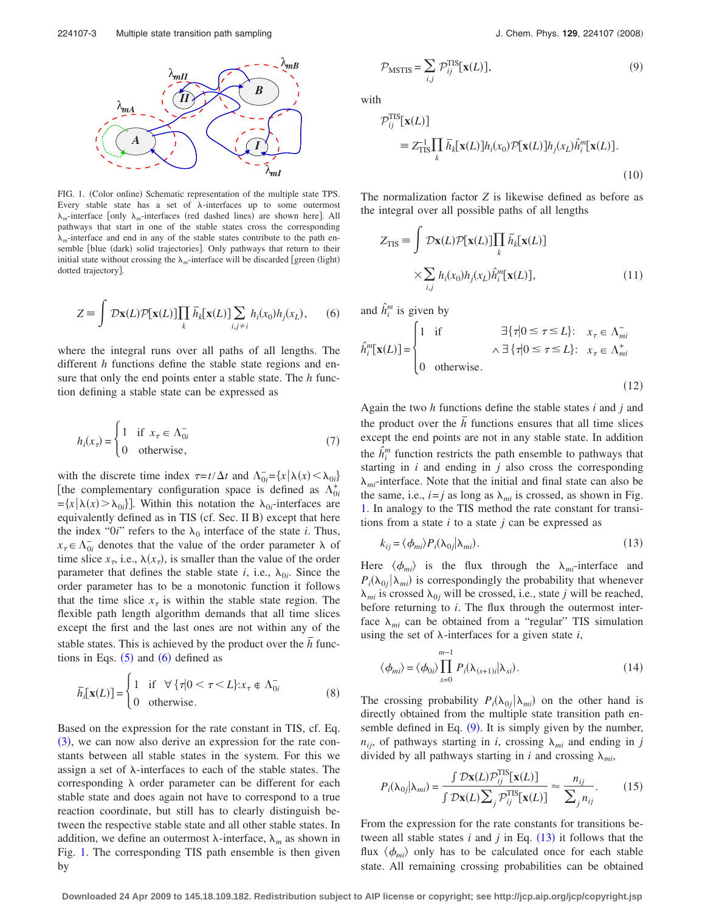FIG. 1. (Color online) Schematic representation of the multiple state TPS. Every stable state has a set of $\lambda$-interfaces up to some outermost $\lambda_m$-interface [only $\lambda_m$-interfaces (red dashed lines) are shown here]. All pathways that start in one of the stable states cross the corresponding $\lambda_m$-interface and end in any of the stable states contribute to the path ensemble [blue (dark) solid trajectories]. Only pathways that return to their initial state without crossing the $\lambda_m$-interface will be discarded [green (light) dotted trajectory].

$$Z \equiv \int \mathcal{D}\mathbf{x}(L)\mathcal{P}[\mathbf{x}(L)]\prod_k \bar{h}_k[\mathbf{x}(L)]\sum_{i,j\neq i} h_i(x_0)h_j(x_L), \tag{6}$$

where the integral runs over all paths of all lengths. The different $h$ functions define the stable state regions and ensure that only the end points enter a stable state. The $h$ function defining a stable state can be expressed as

$$h_i(x_\tau) = \begin{cases} 1 & \text{if } x_\tau \in \Lambda_{0i}^- \\ 0 & \text{otherwise,} \end{cases} \tag{7}$$

with the discrete time index $\tau = t/\Delta t$ and $\Lambda_{0i}^- = \{x|\lambda(x) < \lambda_{0i}\}$ [the complementary configuration space is defined as $\Lambda_{0i}^+ = \{x|\lambda(x) > \lambda_{0i}\}$]. Within this notation the $\lambda_{0i}$-interfaces are equivalently defined as in TIS (cf. Sec. II B) except that here the index "0$i$" refers to the $\lambda_0$ interface of the state $i$. Thus, $x_\tau \in \Lambda_{0i}^-$ denotes that the value of the order parameter $\lambda$ of time slice $x_\tau$, i.e., $\lambda(x_\tau)$, is smaller than the value of the order parameter that defines the stable state $i$, i.e., $\lambda_{0i}$. Since the order parameter has to be a monotonic function it follows that the time slice $x_\tau$ is within the stable state region. The flexible path length algorithm demands that all time slices except the first and the last ones are not within any of the stable states. This is achieved by the product over the $\bar{h}$ functions in Eqs. (5) and (6) defined as

$$\bar{h}_i[\mathbf{x}(L)] = \begin{cases} 1 & \text{if } \forall\{\tau|0 < \tau < L\}: x_\tau \notin \Lambda_{0i}^- \\ 0 & \text{otherwise.} \end{cases} \tag{8}$$

Based on the expression for the rate constant in TIS, cf. Eq. (3), we can now also derive an expression for the rate constants between all stable states in the system. For this we assign a set of $\lambda$-interfaces to each of the stable states. The corresponding $\lambda$ order parameter can be different for each stable state and does again not have to correspond to a true reaction coordinate, but still has to clearly distinguish between the respective stable state and all other stable states. In addition, we define an outermost $\lambda$-interface, $\lambda_m$ as shown in Fig. 1. The corresponding TIS path ensemble is then given by

$$\mathcal{P}_{\text{MSTIS}} = \sum_{i,j} \mathcal{P}_{ij}^{\text{TIS}}[\mathbf{x}(L)], \tag{9}$$

with

$$\mathcal{P}_{ij}^{\text{TIS}}[\mathbf{x}(L)] \equiv Z_{\text{TIS}}^{-1}\prod_k \bar{h}_k[\mathbf{x}(L)]h_i(x_0)\mathcal{P}[\mathbf{x}(L)]h_j(x_L)\hat{h}_i^m[\mathbf{x}(L)]. \tag{10}$$

The normalization factor $Z$ is likewise defined as before as the integral over all possible paths of all lengths

$$Z_{\text{TIS}} \equiv \int \mathcal{D}\mathbf{x}(L)\mathcal{P}[\mathbf{x}(L)]\prod_k \bar{h}_k[\mathbf{x}(L)] \times \sum_{i,j} h_i(x_0)h_j(x_L)\hat{h}_i^m[\mathbf{x}(L)], \tag{11}$$

and $\hat{h}_i^m$ is given by

$$\hat{h}_i^m[\mathbf{x}(L)] = \begin{cases} 1 & \text{if} \quad \exists\{\tau|0 \le \tau \le L\}: \quad x_\tau \in \Lambda_{mi}^- \\ & \quad \wedge \exists\{\tau|0 \le \tau \le L\}: \quad x_\tau \in \Lambda_{mi}^+ \\ 0 & \text{otherwise.} \end{cases} \tag{12}$$

Again the two $h$ functions define the stable states $i$ and $j$ and the product over the $\bar{h}$ functions ensures that all time slices except the end points are not in any stable state. In addition the $\hat{h}_i^m$ function restricts the path ensemble to pathways that starting in $i$ and ending in $j$ also cross the corresponding $\lambda_{mi}$-interface. Note that the initial and final state can also be the same, i.e., $i=j$ as long as $\lambda_{mi}$ is crossed, as shown in Fig. 1. In analogy to the TIS method the rate constant for transitions from a state $i$ to a state $j$ can be expressed as

$$k_{ij} = \langle \phi_{mi}\rangle P_i(\lambda_{0j}|\lambda_{mi}). \tag{13}$$

Here $\langle \phi_{mi}\rangle$ is the flux through the $\lambda_{mi}$-interface and $P_i(\lambda_{0j}|\lambda_{mi})$ is correspondingly the probability that whenever $\lambda_{mi}$ is crossed $\lambda_{0j}$ will be crossed, i.e., state $j$ will be reached, before returning to $i$. The flux through the outermost interface $\lambda_{mi}$ can be obtained from a "regular" TIS simulation using the set of $\lambda$-interfaces for a given state $i$,

$$\langle \phi_{mi}\rangle = \langle \phi_{0i}\rangle \prod_{s=0}^{m-1} P_i(\lambda_{(s+1)i}|\lambda_{si}). \tag{14}$$

The crossing probability $P_i(\lambda_{0j}|\lambda_{mi})$ on the other hand is directly obtained from the multiple state transition path ensemble defined in Eq. (9). It is simply given by the number, $n_{ij}$, of pathways starting in $i$, crossing $\lambda_{mi}$ and ending in $j$ divided by all pathways starting in $i$ and crossing $\lambda_{mi}$,

$$P_i(\lambda_{0j}|\lambda_{mi}) = \frac{\int \mathcal{D}\mathbf{x}(L)\mathcal{P}_{ij}^{\text{TIS}}[\mathbf{x}(L)]}{\int \mathcal{D}\mathbf{x}(L)\sum_j \mathcal{P}_{ij}^{\text{TIS}}[\mathbf{x}(L)]} \approx \frac{n_{ij}}{\sum_j n_{ij}}. \tag{15}$$

From the expression for the rate constants for transitions between all stable states $i$ and $j$ in Eq. (13) it follows that the flux $\langle \phi_{mi}\rangle$ only has to be calculated once for each stable state. All remaining crossing probabilities can be obtained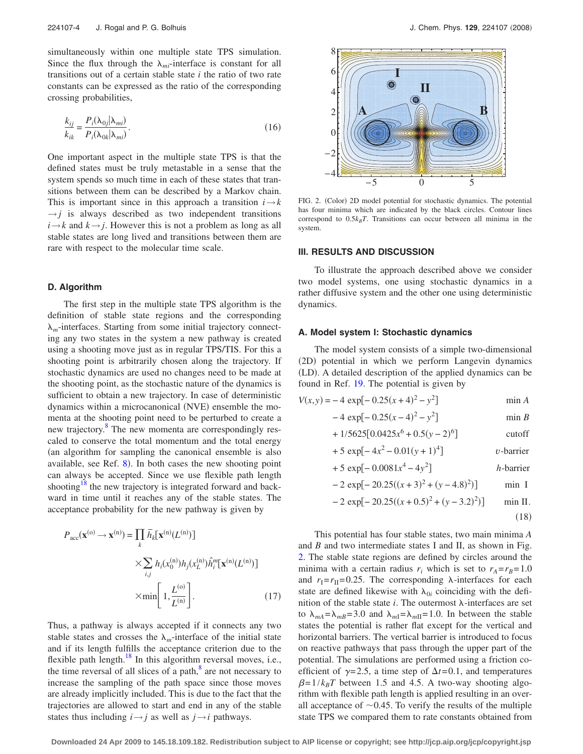simultaneously within one multiple state TPS simulation. Since the flux through the $\lambda_{mi}$-interface is constant for all transitions out of a certain stable state $i$ the ratio of two rate constants can be expressed as the ratio of the corresponding crossing probabilities,

$$\frac{k_{ij}}{k_{ik}} = \frac{P_i(\lambda_{0j}|\lambda_{mi})}{P_i(\lambda_{0k}|\lambda_{mi})}. \tag{16}$$

One important aspect in the multiple state TPS is that the defined states must be truly metastable in a sense that the system spends so much time in each of these states that transitions between them can be described by a Markov chain. This is important since in this approach a transition $i \to k \to j$ is always described as two independent transitions $i \to k$ and $k \to j$. However this is not a problem as long as all stable states are long lived and transitions between them are rare with respect to the molecular time scale.

### D. Algorithm

The first step in the multiple state TPS algorithm is the definition of stable state regions and the corresponding $\lambda_m$-interfaces. Starting from some initial trajectory connecting any two states in the system a new pathway is created using a shooting move just as in regular TPS/TIS. For this a shooting point is arbitrarily chosen along the trajectory. If stochastic dynamics are used no changes need to be made at the shooting point, as the stochastic nature of the dynamics is sufficient to obtain a new trajectory. In case of deterministic dynamics within a microcanonical (NVE) ensemble the momenta at the shooting point need to be perturbed to create a new trajectory.[8] The new momenta are correspondingly rescaled to conserve the total momentum and the total energy (an algorithm for sampling the canonical ensemble is also available, see Ref. 8). In both cases the new shooting point can always be accepted. Since we use flexible path length shooting[18] the new trajectory is integrated forward and backward in time until it reaches any of the stable states. The acceptance probability for the new pathway is given by

$$P_{\text{acc}}(\mathbf{x}^{(\text{o})} \to \mathbf{x}^{(\text{n})}) = \prod_k \bar{h}_k[\mathbf{x}^{(\text{n})}(L^{(\text{n})})] \times \sum_{i,j} h_i(x_0^{(\text{n})}) h_j(x_L^{(\text{n})}) \hat{h}_i^m[\mathbf{x}^{(\text{n})}(L^{(\text{n})})] \times \min\left[1, \frac{L^{(\text{o})}}{L^{(\text{n})}}\right]. \tag{17}$$

Thus, a pathway is always accepted if it connects any two stable states and crosses the $\lambda_m$-interface of the initial state and if its length fulfills the acceptance criterion due to the flexible path length.[18] In this algorithm reversal moves, i.e., the time reversal of all slices of a path,[8] are not necessary to increase the sampling of the path space since those moves are already implicitly included. This is due to the fact that the trajectories are allowed to start and end in any of the stable states thus including $i \to j$ as well as $j \to i$ pathways.

FIG. 2. (Color) 2D model potential for stochastic dynamics. The potential has four minima which are indicated by the black circles. Contour lines correspond to $0.5k_BT$. Transitions can occur between all minima in the system.

## III. RESULTS AND DISCUSSION

To illustrate the approach described above we consider two model systems, one using stochastic dynamics in a rather diffusive system and the other one using deterministic dynamics.

### A. Model system I: Stochastic dynamics

The model system consists of a simple two-dimensional (2D) potential in which we perform Langevin dynamics (LD). A detailed description of the applied dynamics can be found in Ref. 19. The potential is given by

$$\begin{aligned}
V(x,y) = & -4\exp[-0.25(x+4)^2 - y^2] && \text{min } A \\
& -4\exp[-0.25(x-4)^2 - y^2] && \text{min } B \\
& +1/5625[0.0425x^6 + 0.5(y-2)^6] && \text{cutoff} \\
& +5\exp[-4x^2 - 0.01(y+1)^4] && v\text{-barrier} \\
& +5\exp[-0.0081x^4 - 4y^2] && h\text{-barrier} \\
& -2\exp[-20.25((x+3)^2 + (y-4.8)^2)] && \text{min I} \\
& -2\exp[-20.25((x+0.5)^2 + (y-3.2)^2)] && \text{min II.}
\end{aligned} \tag{18}$$

This potential has four stable states, two main minima $A$ and $B$ and two intermediate states I and II, as shown in Fig. 2. The stable state regions are defined by circles around the minima with a certain radius $r_i$ which is set to $r_A = r_B = 1.0$ and $r_{\text{I}} = r_{\text{II}} = 0.25$. The corresponding $\lambda$-interfaces for each state are defined likewise with $\lambda_{0i}$ coinciding with the definition of the stable state $i$. The outermost $\lambda$-interfaces are set to $\lambda_{mA} = \lambda_{mB} = 3.0$ and $\lambda_{m\text{I}} = \lambda_{m\text{II}} = 1.0$. In between the stable states the potential is rather flat except for the vertical and horizontal barriers. The vertical barrier is introduced to focus on reactive pathways that pass through the upper part of the potential. The simulations are performed using a friction coefficient of $\gamma = 2.5$, a time step of $\Delta t = 0.1$, and temperatures $\beta = 1/k_BT$ between 1.5 and 4.5. A two-way shooting algorithm with flexible path length is applied resulting in an overall acceptance of $\sim 0.45$. To verify the results of the multiple state TPS we compared them to rate constants obtained from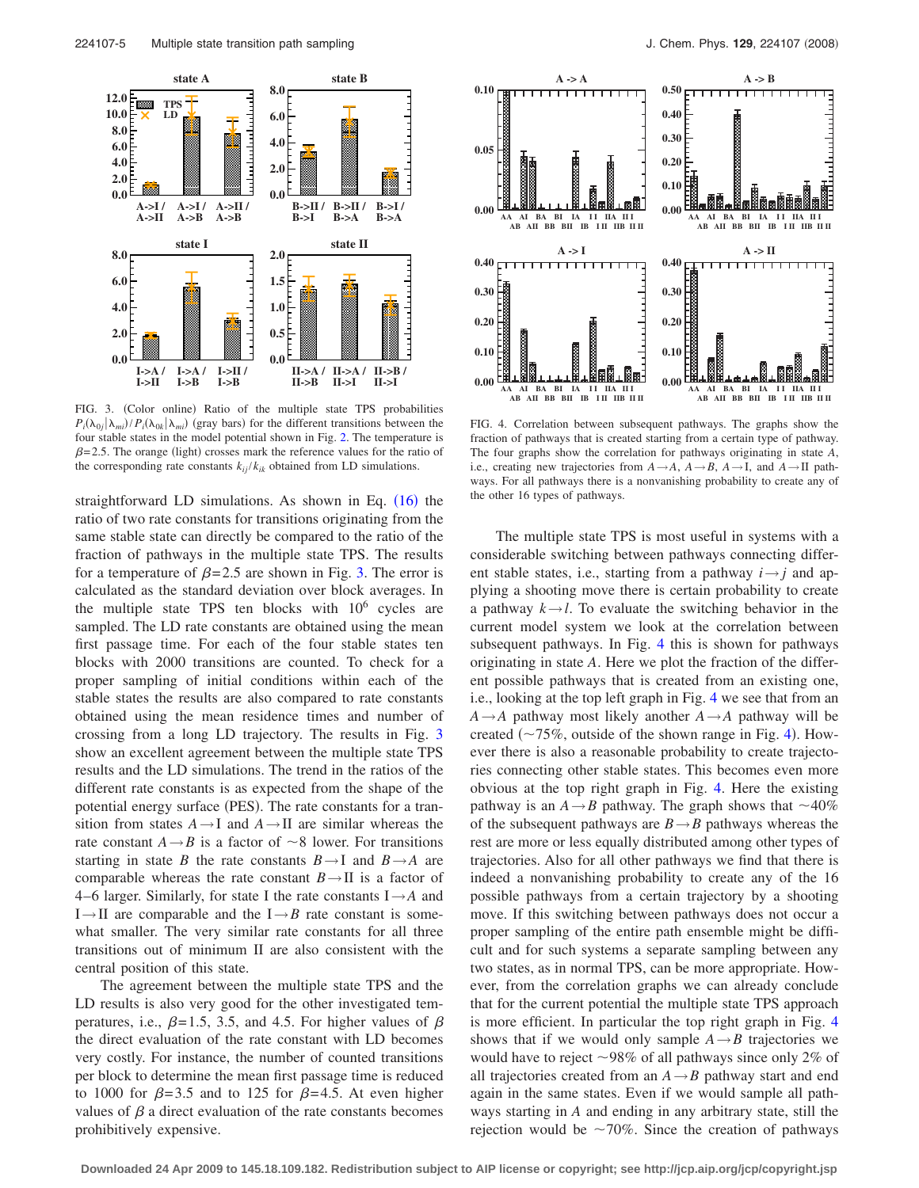FIG. 3. (Color online) Ratio of the multiple state TPS probabilities $P_i(\lambda_{0j}|\lambda_{mi})/P_i(\lambda_{0k}|\lambda_{mi})$ (gray bars) for the different transitions between the four stable states in the model potential shown in Fig. 2. The temperature is $\beta=2.5$. The orange (light) crosses mark the reference values for the ratio of the corresponding rate constants $k_{ij}/k_{ik}$ obtained from LD simulations.

straightforward LD simulations. As shown in Eq. (16) the ratio of two rate constants for transitions originating from the same stable state can directly be compared to the ratio of the fraction of pathways in the multiple state TPS. The results for a temperature of $\beta=2.5$ are shown in Fig. 3. The error is calculated as the standard deviation over block averages. In the multiple state TPS ten blocks with $10^6$ cycles are sampled. The LD rate constants are obtained using the mean first passage time. For each of the four stable states ten blocks with 2000 transitions are counted. To check for a proper sampling of initial conditions within each of the stable states the results are also compared to rate constants obtained using the mean residence times and number of crossing from a long LD trajectory. The results in Fig. 3 show an excellent agreement between the multiple state TPS results and the LD simulations. The trend in the ratios of the different rate constants is as expected from the shape of the potential energy surface (PES). The rate constants for a transition from states $A\to\text{I}$ and $A\to\text{II}$ are similar whereas the rate constant $A\to B$ is a factor of ~8 lower. For transitions starting in state $B$ the rate constants $B\to\text{I}$ and $B\to A$ are comparable whereas the rate constant $B\to\text{II}$ is a factor of 4–6 larger. Similarly, for state I the rate constants $\text{I}\to A$ and $\text{I}\to\text{II}$ are comparable and the $\text{I}\to B$ rate constant is somewhat smaller. The very similar rate constants for all three transitions out of minimum II are also consistent with the central position of this state.

The agreement between the multiple state TPS and the LD results is also very good for the other investigated temperatures, i.e., $\beta=1.5$, 3.5, and 4.5. For higher values of $\beta$ the direct evaluation of the rate constant with LD becomes very costly. For instance, the number of counted transitions per block to determine the mean first passage time is reduced to 1000 for $\beta=3.5$ and to 125 for $\beta=4.5$. At even higher values of $\beta$ a direct evaluation of the rate constants becomes prohibitively expensive.

FIG. 4. Correlation between subsequent pathways. The graphs show the fraction of pathways that is created starting from a certain type of pathway. The four graphs show the correlation for pathways originating in state $A$, i.e., creating new trajectories from $A\to A$, $A\to B$, $A\to\text{I}$, and $A\to\text{II}$ pathways. For all pathways there is a nonvanishing probability to create any of the other 16 types of pathways.

The multiple state TPS is most useful in systems with a considerable switching between pathways connecting different stable states, i.e., starting from a pathway $i\to j$ and applying a shooting move there is certain probability to create a pathway $k\to l$. To evaluate the switching behavior in the current model system we look at the correlation between subsequent pathways. In Fig. 4 this is shown for pathways originating in state $A$. Here we plot the fraction of the different possible pathways that is created from an existing one, i.e., looking at the top left graph in Fig. 4 we see that from an $A\to A$ pathway most likely another $A\to A$ pathway will be created (~75%, outside of the shown range in Fig. 4). However there is also a reasonable probability to create trajectories connecting other stable states. This becomes even more obvious at the top right graph in Fig. 4. Here the existing pathway is an $A\to B$ pathway. The graph shows that ~40% of the subsequent pathways are $B\to B$ pathways whereas the rest are more or less equally distributed among other types of trajectories. Also for all other pathways we find that there is indeed a nonvanishing probability to create any of the 16 possible pathways from a certain trajectory by a shooting move. If this switching between pathways does not occur a proper sampling of the entire path ensemble might be difficult and for such systems a separate sampling between any two states, as in normal TPS, can be more appropriate. However, from the correlation graphs we can already conclude that for the current potential the multiple state TPS approach is more efficient. In particular the top right graph in Fig. 4 shows that if we would only sample $A\to B$ trajectories we would have to reject ~98% of all pathways since only 2% of all trajectories created from an $A\to B$ pathway start and end again in the same states. Even if we would sample all pathways starting in $A$ and ending in any arbitrary state, still the rejection would be ~70%. Since the creation of pathways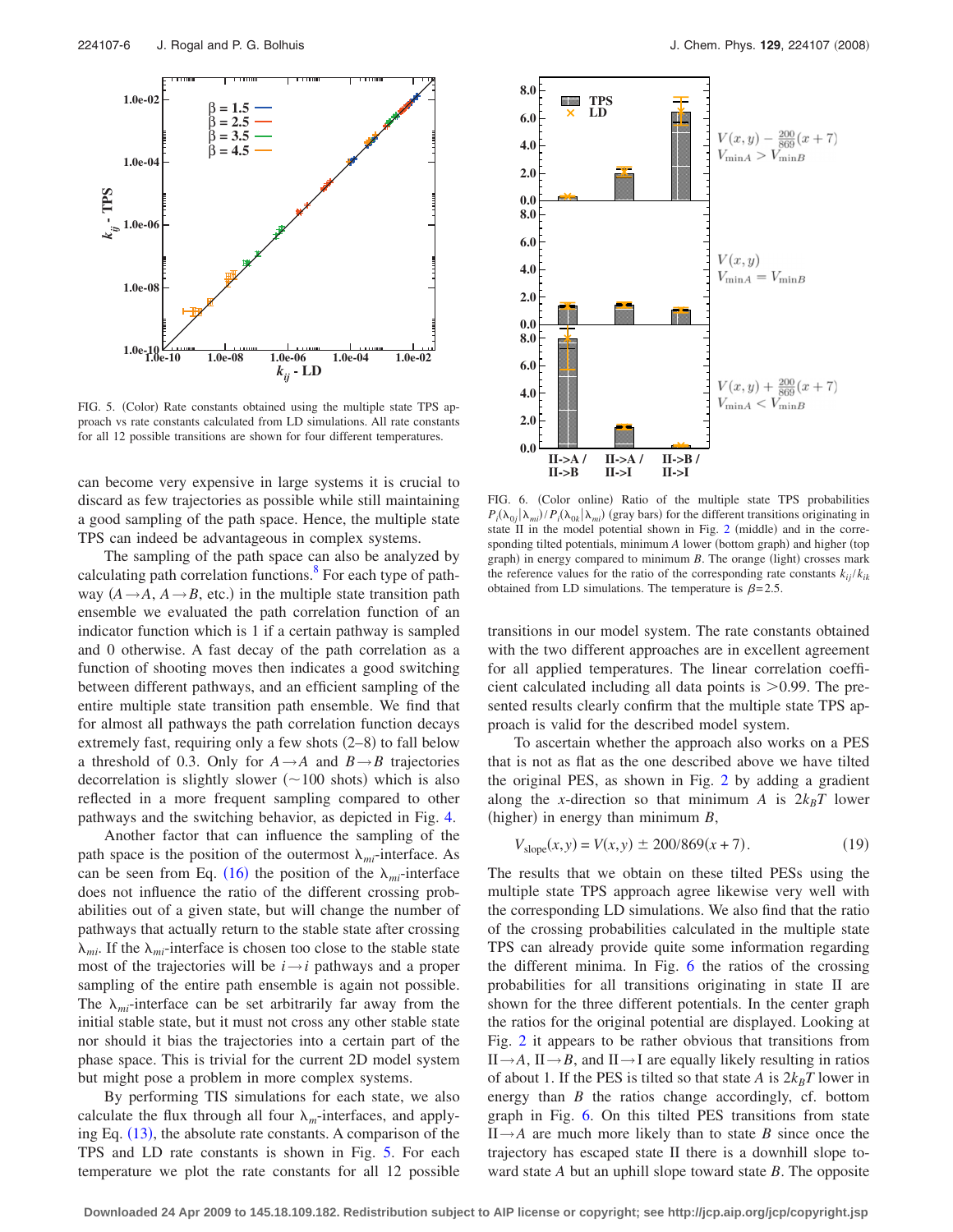FIG. 5. (Color) Rate constants obtained using the multiple state TPS approach vs rate constants calculated from LD simulations. All rate constants for all 12 possible transitions are shown for four different temperatures.

can become very expensive in large systems it is crucial to discard as few trajectories as possible while still maintaining a good sampling of the path space. Hence, the multiple state TPS can indeed be advantageous in complex systems.

The sampling of the path space can also be analyzed by calculating path correlation functions.[8] For each type of pathway ($A \rightarrow A$, $A \rightarrow B$, etc.) in the multiple state transition path ensemble we evaluated the path correlation function of an indicator function which is 1 if a certain pathway is sampled and 0 otherwise. A fast decay of the path correlation as a function of shooting moves then indicates a good switching between different pathways, and an efficient sampling of the entire multiple state transition path ensemble. We find that for almost all pathways the path correlation function decays extremely fast, requiring only a few shots (2–8) to fall below a threshold of 0.3. Only for $A \rightarrow A$ and $B \rightarrow B$ trajectories decorrelation is slightly slower (~100 shots) which is also reflected in a more frequent sampling compared to other pathways and the switching behavior, as depicted in Fig. 4.

Another factor that can influence the sampling of the path space is the position of the outermost $\lambda_{mi}$-interface. As can be seen from Eq. (16) the position of the $\lambda_{mi}$-interface does not influence the ratio of the different crossing probabilities out of a given state, but will change the number of pathways that actually return to the stable state after crossing $\lambda_{mi}$. If the $\lambda_{mi}$-interface is chosen too close to the stable state most of the trajectories will be $i \rightarrow i$ pathways and a proper sampling of the entire path ensemble is again not possible. The $\lambda_{mi}$-interface can be set arbitrarily far away from the initial stable state, but it must not cross any other stable state nor should it bias the trajectories into a certain part of the phase space. This is trivial for the current 2D model system but might pose a problem in more complex systems.

By performing TIS simulations for each state, we also calculate the flux through all four $\lambda_m$-interfaces, and applying Eq. (13), the absolute rate constants. A comparison of the TPS and LD rate constants is shown in Fig. 5. For each temperature we plot the rate constants for all 12 possible transitions in our model system. The rate constants obtained with the two different approaches are in excellent agreement for all applied temperatures. The linear correlation coefficient calculated including all data points is >0.99. The presented results clearly confirm that the multiple state TPS approach is valid for the described model system.

FIG. 6. (Color online) Ratio of the multiple state TPS probabilities $P_i(\lambda_{0j}|\lambda_{mi})/P_i(\lambda_{0k}|\lambda_{mi})$ (gray bars) for the different transitions originating in state II in the model potential shown in Fig. 2 (middle) and in the corresponding tilted potentials, minimum $A$ lower (bottom graph) and higher (top graph) in energy compared to minimum $B$. The orange (light) crosses mark the reference values for the ratio of the corresponding rate constants $k_{ij}/k_{ik}$ obtained from LD simulations. The temperature is $\beta = 2.5$.

To ascertain whether the approach also works on a PES that is not as flat as the one described above we have tilted the original PES, as shown in Fig. 2 by adding a gradient along the $x$-direction so that minimum $A$ is $2k_BT$ lower (higher) in energy than minimum $B$,

$$V_{\text{slope}}(x,y) = V(x,y) \pm 200/869(x+7). \tag{19}$$

The results that we obtain on these tilted PESs using the multiple state TPS approach agree likewise very well with the corresponding LD simulations. We also find that the ratio of the crossing probabilities calculated in the multiple state TPS can already provide quite some information regarding the different minima. In Fig. 6 the ratios of the crossing probabilities for all transitions originating in state II are shown for the three different potentials. In the center graph the ratios for the original potential are displayed. Looking at Fig. 2 it appears to be rather obvious that transitions from II$\rightarrow A$, II$\rightarrow B$, and II$\rightarrow$I are equally likely resulting in ratios of about 1. If the PES is tilted so that state $A$ is $2k_BT$ lower in energy than $B$ the ratios change accordingly, cf. bottom graph in Fig. 6. On this tilted PES transitions from state II$\rightarrow A$ are much more likely than to state $B$ since once the trajectory has escaped state II there is a downhill slope toward state $A$ but an uphill slope toward state $B$. The opposite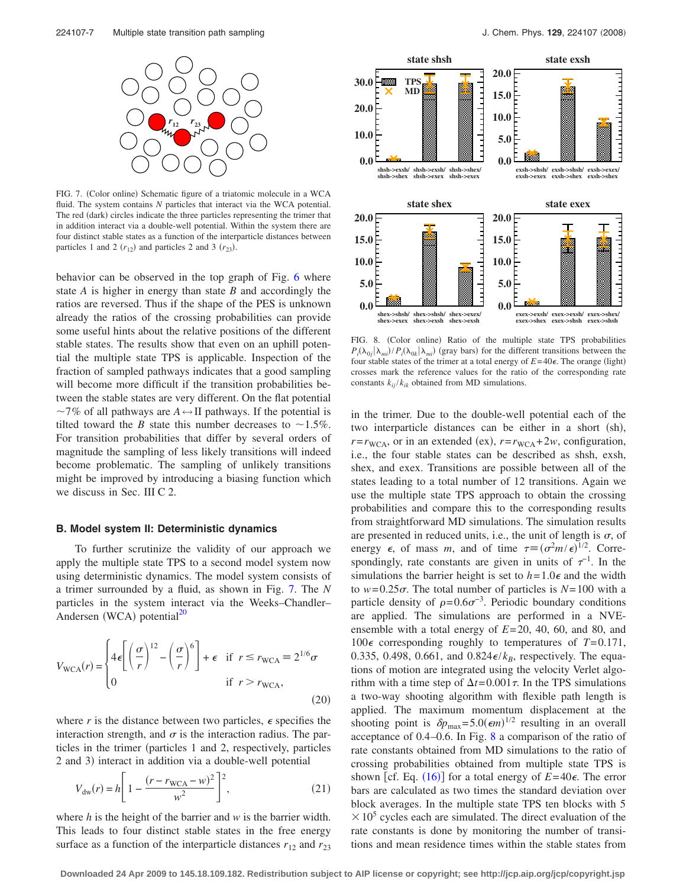FIG. 7. (Color online) Schematic figure of a triatomic molecule in a WCA fluid. The system contains $N$ particles that interact via the WCA potential. The red (dark) circles indicate the three particles representing the trimer that in addition interact via a double-well potential. Within the system there are four distinct stable states as a function of the interparticle distances between particles 1 and 2 ($r_{12}$) and particles 2 and 3 ($r_{23}$).

behavior can be observed in the top graph of Fig. 6 where state $A$ is higher in energy than state $B$ and accordingly the ratios are reversed. Thus if the shape of the PES is unknown already the ratios of the crossing probabilities can provide some useful hints about the relative positions of the different stable states. The results show that even on an uphill potential the multiple state TPS is applicable. Inspection of the fraction of sampled pathways indicates that a good sampling will become more difficult if the transition probabilities between the stable states are very different. On the flat potential ~7% of all pathways are $A \leftrightarrow$ II pathways. If the potential is tilted toward the $B$ state this number decreases to ~1.5%. For transition probabilities that differ by several orders of magnitude the sampling of less likely transitions will indeed become problematic. The sampling of unlikely transitions might be improved by introducing a biasing function which we discuss in Sec. III C 2.

### B. Model system II: Deterministic dynamics

To further scrutinize the validity of our approach we apply the multiple state TPS to a second model system now using deterministic dynamics. The model system consists of a trimer surrounded by a fluid, as shown in Fig. 7. The $N$ particles in the system interact via the Weeks–Chandler–Andersen (WCA) potential[20]

$$V_{\mathrm{WCA}}(r) = \begin{cases} 4\epsilon\left[\left(\dfrac{\sigma}{r}\right)^{12} - \left(\dfrac{\sigma}{r}\right)^{6}\right] + \epsilon & \text{if } r \le r_{\mathrm{WCA}} \equiv 2^{1/6}\sigma \\ 0 & \text{if } r > r_{\mathrm{WCA}}, \end{cases} \tag{20}$$

where $r$ is the distance between two particles, $\epsilon$ specifies the interaction strength, and $\sigma$ is the interaction radius. The particles in the trimer (particles 1 and 2, respectively, particles 2 and 3) interact in addition via a double-well potential

$$V_{\mathrm{dw}}(r) = h\left[1 - \frac{(r - r_{\mathrm{WCA}} - w)^2}{w^2}\right]^2, \tag{21}$$

where $h$ is the height of the barrier and $w$ is the barrier width. This leads to four distinct stable states in the free energy surface as a function of the interparticle distances $r_{12}$ and $r_{23}$ in the trimer. Due to the double-well potential each of the two interparticle distances can be either in a short (sh), $r = r_{\mathrm{WCA}}$, or in an extended (ex), $r = r_{\mathrm{WCA}} + 2w$, configuration, i.e., the four stable states can be described as shsh, exsh, shex, and exex. Transitions are possible between all of the states leading to a total number of 12 transitions. Again we use the multiple state TPS approach to obtain the crossing probabilities and compare this to the corresponding results from straightforward MD simulations. The simulation results are presented in reduced units, i.e., the unit of length is $\sigma$, of energy $\epsilon$, of mass $m$, and of time $\tau \equiv (\sigma^2 m/\epsilon)^{1/2}$. Correspondingly, rate constants are given in units of $\tau^{-1}$. In the simulations the barrier height is set to $h = 1.0\epsilon$ and the width to $w = 0.25\sigma$. The total number of particles is $N = 100$ with a particle density of $\rho = 0.6\sigma^{-3}$. Periodic boundary conditions are applied. The simulations are performed in a NVE-ensemble with a total energy of $E = 20$, 40, 60, and 80, and $100\epsilon$ corresponding roughly to temperatures of $T = 0.171$, 0.335, 0.498, 0.661, and $0.824\epsilon/k_B$, respectively. The equations of motion are integrated using the velocity Verlet algorithm with a time step of $\Delta t = 0.001\tau$. In the TPS simulations a two-way shooting algorithm with flexible path length is applied. The maximum momentum displacement at the shooting point is $\delta p_{\max} = 5.0(\epsilon m)^{1/2}$ resulting in an overall acceptance of 0.4–0.6. In Fig. 8 a comparison of the ratio of rate constants obtained from MD simulations to the ratio of crossing probabilities obtained from multiple state TPS is shown [cf. Eq. (16)] for a total energy of $E = 40\epsilon$. The error bars are calculated as two times the standard deviation over block averages. In the multiple state TPS ten blocks with $5 \times 10^5$ cycles each are simulated. The direct evaluation of the rate constants is done by monitoring the number of transitions and mean residence times within the stable states from

FIG. 8. (Color online) Ratio of the multiple state TPS probabilities $P_i(\lambda_{0j}|\lambda_{mi})/P_i(\lambda_{0k}|\lambda_{mi})$ (gray bars) for the different transitions between the four stable states of the trimer at a total energy of $E = 40\epsilon$. The orange (light) crosses mark the reference values for the ratio of the corresponding rate constants $k_{ij}/k_{ik}$ obtained from MD simulations.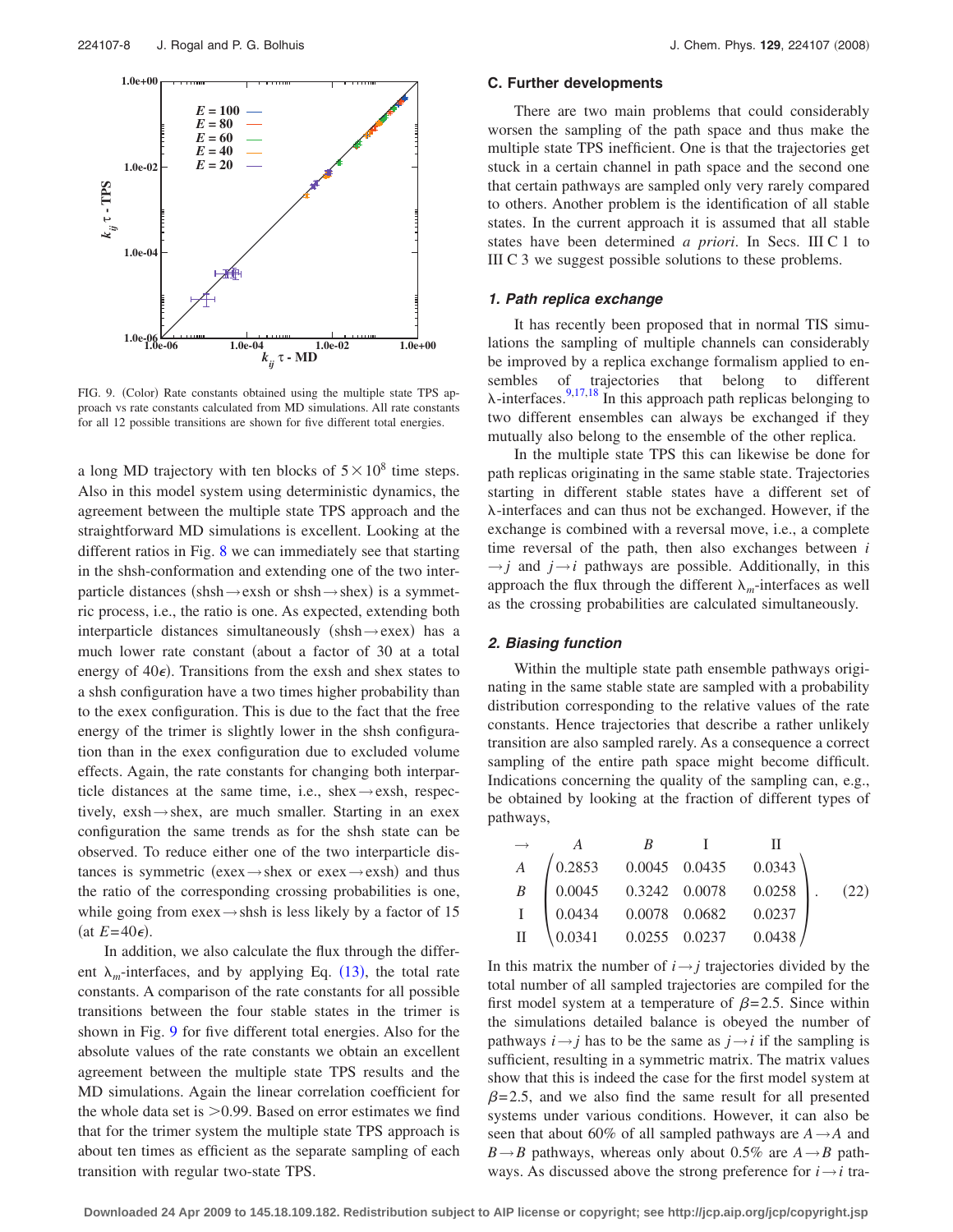FIG. 9. (Color) Rate constants obtained using the multiple state TPS approach vs rate constants calculated from MD simulations. All rate constants for all 12 possible transitions are shown for five different total energies.

a long MD trajectory with ten blocks of $5\times10^8$ time steps. Also in this model system using deterministic dynamics, the agreement between the multiple state TPS approach and the straightforward MD simulations is excellent. Looking at the different ratios in Fig. 8 we can immediately see that starting in the shsh-conformation and extending one of the two interparticle distances (shsh$\to$exsh or shsh$\to$shex) is a symmetric process, i.e., the ratio is one. As expected, extending both interparticle distances simultaneously (shsh$\to$exex) has a much lower rate constant (about a factor of 30 at a total energy of $40\epsilon$). Transitions from the exsh and shex states to a shsh configuration have a two times higher probability than to the exex configuration. This is due to the fact that the free energy of the trimer is slightly lower in the shsh configuration than in the exex configuration due to excluded volume effects. Again, the rate constants for changing both interparticle distances at the same time, i.e., shex$\to$exsh, respectively, exsh$\to$shex, are much smaller. Starting in an exex configuration the same trends as for the shsh state can be observed. To reduce either one of the two interparticle distances is symmetric (exex$\to$shex or exex$\to$exsh) and thus the ratio of the corresponding crossing probabilities is one, while going from exex$\to$shsh is less likely by a factor of 15 (at $E=40\epsilon$).

In addition, we also calculate the flux through the different $\lambda_m$-interfaces, and by applying Eq. (13), the total rate constants. A comparison of the rate constants for all possible transitions between the four stable states in the trimer is shown in Fig. 9 for five different total energies. Also for the absolute values of the rate constants we obtain an excellent agreement between the multiple state TPS results and the MD simulations. Again the linear correlation coefficient for the whole data set is $>0.99$. Based on error estimates we find that for the trimer system the multiple state TPS approach is about ten times as efficient as the separate sampling of each transition with regular two-state TPS.

### C. Further developments

There are two main problems that could considerably worsen the sampling of the path space and thus make the multiple state TPS inefficient. One is that the trajectories get stuck in a certain channel in path space and the second one that certain pathways are sampled only very rarely compared to others. Another problem is the identification of all stable states. In the current approach it is assumed that all stable states have been determined *a priori*. In Secs. III C 1 to III C 3 we suggest possible solutions to these problems.

#### 1. Path replica exchange

It has recently been proposed that in normal TIS simulations the sampling of multiple channels can considerably be improved by a replica exchange formalism applied to ensembles of trajectories that belong to different $\lambda$-interfaces.[9,17,18] In this approach path replicas belonging to two different ensembles can always be exchanged if they mutually also belong to the ensemble of the other replica.

In the multiple state TPS this can likewise be done for path replicas originating in the same stable state. Trajectories starting in different stable states have a different set of $\lambda$-interfaces and can thus not be exchanged. However, if the exchange is combined with a reversal move, i.e., a complete time reversal of the path, then also exchanges between $i\to j$ and $j\to i$ pathways are possible. Additionally, in this approach the flux through the different $\lambda_m$-interfaces as well as the crossing probabilities are calculated simultaneously.

#### 2. Biasing function

Within the multiple state path ensemble pathways originating in the same stable state are sampled with a probability distribution corresponding to the relative values of the rate constants. Hence trajectories that describe a rather unlikely transition are also sampled rarely. As a consequence a correct sampling of the entire path space might become difficult. Indications concerning the quality of the sampling can, e.g., be obtained by looking at the fraction of different types of pathways,

$$
\begin{array}{c c} \rightarrow & \begin{array}{cccc} A & B & \mathrm{I} & \mathrm{II} \end{array} \\ \begin{array}{c} A \\ B \\ \mathrm{I} \\ \mathrm{II} \end{array} & \begin{pmatrix} 0.2853 & 0.0045 & 0.0435 & 0.0343 \\ 0.0045 & 0.3242 & 0.0078 & 0.0258 \\ 0.0434 & 0.0078 & 0.0682 & 0.0237 \\ 0.0341 & 0.0255 & 0.0237 & 0.0438 \end{pmatrix} \end{array}. \tag{22}
$$

In this matrix the number of $i\to j$ trajectories divided by the total number of all sampled trajectories are compiled for the first model system at a temperature of $\beta=2.5$. Since within the simulations detailed balance is obeyed the number of pathways $i\to j$ has to be the same as $j\to i$ if the sampling is sufficient, resulting in a symmetric matrix. The matrix values show that this is indeed the case for the first model system at $\beta=2.5$, and we also find the same result for all presented systems under various conditions. However, it can also be seen that about 60% of all sampled pathways are $A\to A$ and $B\to B$ pathways, whereas only about 0.5% are $A\to B$ pathways. As discussed above the strong preference for $i\to i$ tra-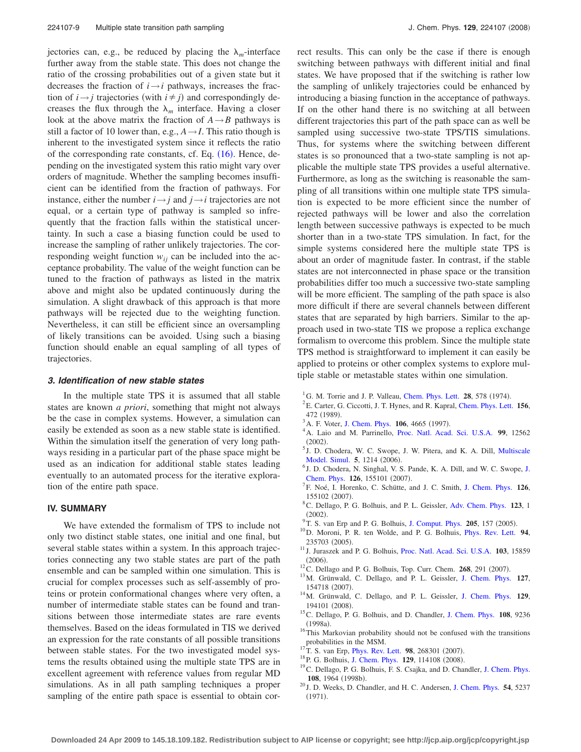jectories can, e.g., be reduced by placing the $\lambda_m$-interface further away from the stable state. This does not change the ratio of the crossing probabilities out of a given state but it decreases the fraction of $i \rightarrow i$ pathways, increases the fraction of $i \rightarrow j$ trajectories (with $i \neq j$) and correspondingly decreases the flux through the $\lambda_m$ interface. Having a closer look at the above matrix the fraction of $A \rightarrow B$ pathways is still a factor of 10 lower than, e.g., $A \rightarrow I$. This ratio though is inherent to the investigated system since it reflects the ratio of the corresponding rate constants, cf. Eq. (16). Hence, depending on the investigated system this ratio might vary over orders of magnitude. Whether the sampling becomes insufficient can be identified from the fraction of pathways. For instance, either the number $i \rightarrow j$ and $j \rightarrow i$ trajectories are not equal, or a certain type of pathway is sampled so infrequently that the fraction falls within the statistical uncertainty. In such a case a biasing function could be used to increase the sampling of rather unlikely trajectories. The corresponding weight function $w_{ij}$ can be included into the acceptance probability. The value of the weight function can be tuned to the fraction of pathways as listed in the matrix above and might also be updated continuously during the simulation. A slight drawback of this approach is that more pathways will be rejected due to the weighting function. Nevertheless, it can still be efficient since an oversampling of likely transitions can be avoided. Using such a biasing function should enable an equal sampling of all types of trajectories.

### 3. Identification of new stable states

In the multiple state TPS it is assumed that all stable states are known *a priori*, something that might not always be the case in complex systems. However, a simulation can easily be extended as soon as a new stable state is identified. Within the simulation itself the generation of very long pathways residing in a particular part of the phase space might be used as an indication for additional stable states leading eventually to an automated process for the iterative exploration of the entire path space.

## IV. SUMMARY

We have extended the formalism of TPS to include not only two distinct stable states, one initial and one final, but several stable states within a system. In this approach trajectories connecting any two stable states are part of the path ensemble and can be sampled within one simulation. This is crucial for complex processes such as self-assembly of proteins or protein conformational changes where very often, a number of intermediate stable states can be found and transitions between those intermediate states are rare events themselves. Based on the ideas formulated in TIS we derived an expression for the rate constants of all possible transitions between stable states. For the two investigated model systems the results obtained using the multiple state TPS are in excellent agreement with reference values from regular MD simulations. As in all path sampling techniques a proper sampling of the entire path space is essential to obtain correct results. This can only be the case if there is enough switching between pathways with different initial and final states. We have proposed that if the switching is rather low the sampling of unlikely trajectories could be enhanced by introducing a biasing function in the acceptance of pathways. If on the other hand there is no switching at all between different trajectories this part of the path space can as well be sampled using successive two-state TPS/TIS simulations. Thus, for systems where the switching between different states is so pronounced that a two-state sampling is not applicable the multiple state TPS provides a useful alternative. Furthermore, as long as the switching is reasonable the sampling of all transitions within one multiple state TPS simulation is expected to be more efficient since the number of rejected pathways will be lower and also the correlation length between successive pathways is expected to be much shorter than in a two-state TPS simulation. In fact, for the simple systems considered here the multiple state TPS is about an order of magnitude faster. In contrast, if the stable states are not interconnected in phase space or the transition probabilities differ too much a successive two-state sampling will be more efficient. The sampling of the path space is also more difficult if there are several channels between different states that are separated by high barriers. Similar to the approach used in two-state TIS we propose a replica exchange formalism to overcome this problem. Since the multiple state TPS method is straightforward to implement it can easily be applied to proteins or other complex systems to explore multiple stable or metastable states within one simulation.

[1] G. M. Torrie and J. P. Valleau, Chem. Phys. Lett. **28**, 578 (1974).
[2] E. Carter, G. Ciccotti, J. T. Hynes, and R. Kapral, Chem. Phys. Lett. **156**, 472 (1989).
[3] A. F. Voter, J. Chem. Phys. **106**, 4665 (1997).
[4] A. Laio and M. Parrinello, Proc. Natl. Acad. Sci. U.S.A. **99**, 12562 (2002).
[5] J. D. Chodera, W. C. Swope, J. W. Pitera, and K. A. Dill, Multiscale Model. Simul. **5**, 1214 (2006).
[6] J. D. Chodera, N. Singhal, V. S. Pande, K. A. Dill, and W. C. Swope, J. Chem. Phys. **126**, 155101 (2007).
[7] F. Noé, I. Horenko, C. Schütte, and J. C. Smith, J. Chem. Phys. **126**, 155102 (2007).
[8] C. Dellago, P. G. Bolhuis, and P. L. Geissler, Adv. Chem. Phys. **123**, 1 (2002).
[9] T. S. van Erp and P. G. Bolhuis, J. Comput. Phys. **205**, 157 (2005).
[10] D. Moroni, P. R. ten Wolde, and P. G. Bolhuis, Phys. Rev. Lett. **94**, 235703 (2005).
[11] J. Juraszek and P. G. Bolhuis, Proc. Natl. Acad. Sci. U.S.A. **103**, 15859 (2006).
[12] C. Dellago and P. G. Bolhuis, Top. Curr. Chem. **268**, 291 (2007).
[13] M. Grünwald, C. Dellago, and P. L. Geissler, J. Chem. Phys. **127**, 154718 (2007).
[14] M. Grünwald, C. Dellago, and P. L. Geissler, J. Chem. Phys. **129**, 194101 (2008).
[15] C. Dellago, P. G. Bolhuis, and D. Chandler, J. Chem. Phys. **108**, 9236 (1998a).
[16] This Markovian probability should not be confused with the transitions probabilities in the MSM.
[17] T. S. van Erp, Phys. Rev. Lett. **98**, 268301 (2007).
[18] P. G. Bolhuis, J. Chem. Phys. **129**, 114108 (2008).
[19] C. Dellago, P. G. Bolhuis, F. S. Csajka, and D. Chandler, J. Chem. Phys. **108**, 1964 (1998b).
[20] J. D. Weeks, D. Chandler, and H. C. Andersen, J. Chem. Phys. **54**, 5237 (1971).